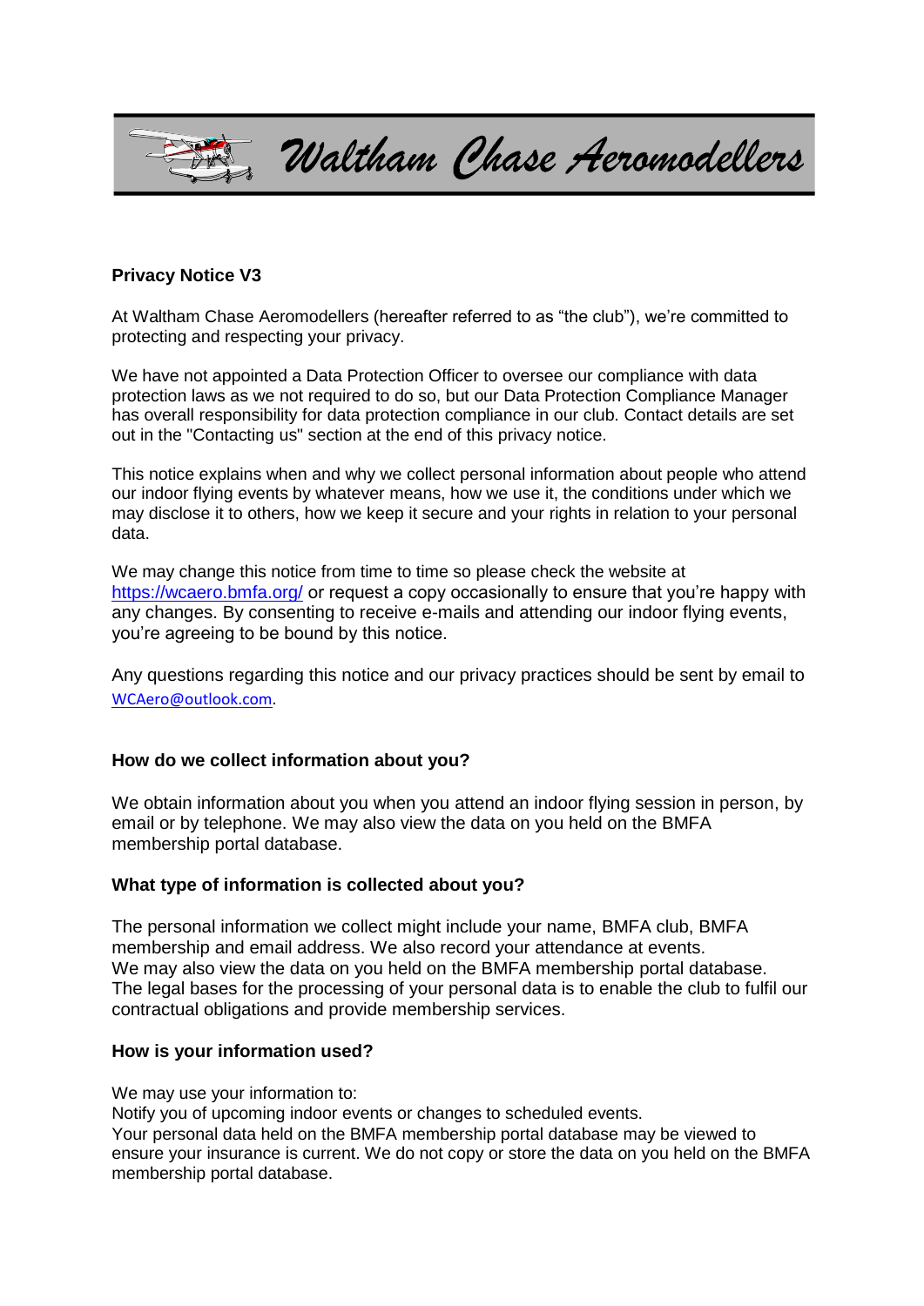# Waltham Chase Aeromodellers

**Privacy Notice V3**

At Waltham Chase Aeromodellers (hereafter referred to as "the club"), we're committed to protecting and respecting your privacy.

We have not appointed a Data Protection Officer to oversee our compliance with data protection laws as we not required to do so, but our Data Protection Compliance Manager has overall responsibility for data protection compliance in our club. Contact details are set out in the "Contacting us" section at the end of this privacy notice.

This notice explains when and why we collect personal information about people who attend our indoor flying events by whatever means, how we use it, the conditions under which we may disclose it to others, how we keep it secure and your rights in relation to your personal data.

We may change this notice from time to time so please check the website at https://wcaero.bmfa.org/ or request a copy occasionally to ensure that you're happy with any changes. By consenting to receive e-mails and attending our indoor flying events, you're agreeing to be bound by this notice.

Any questions regarding this notice and our privacy practices should be sent by email to WCAero@outlook.com.

**How do we collect information about you?**

We obtain information about you when you attend an indoor flying session in person, by email or by telephone. We may also view the data on you held on the BMFA membership portal database.

**What type of information is collected about you?**

The personal information we collect might include your name, BMFA club, BMFA membership and email address. We also record your attendance at events.
We may also view the data on you held on the BMFA membership portal database.
The legal bases for the processing of your personal data is to enable the club to fulfil our contractual obligations and provide membership services.

**How is your information used?**

We may use your information to:
Notify you of upcoming indoor events or changes to scheduled events.
Your personal data held on the BMFA membership portal database may be viewed to ensure your insurance is current. We do not copy or store the data on you held on the BMFA membership portal database.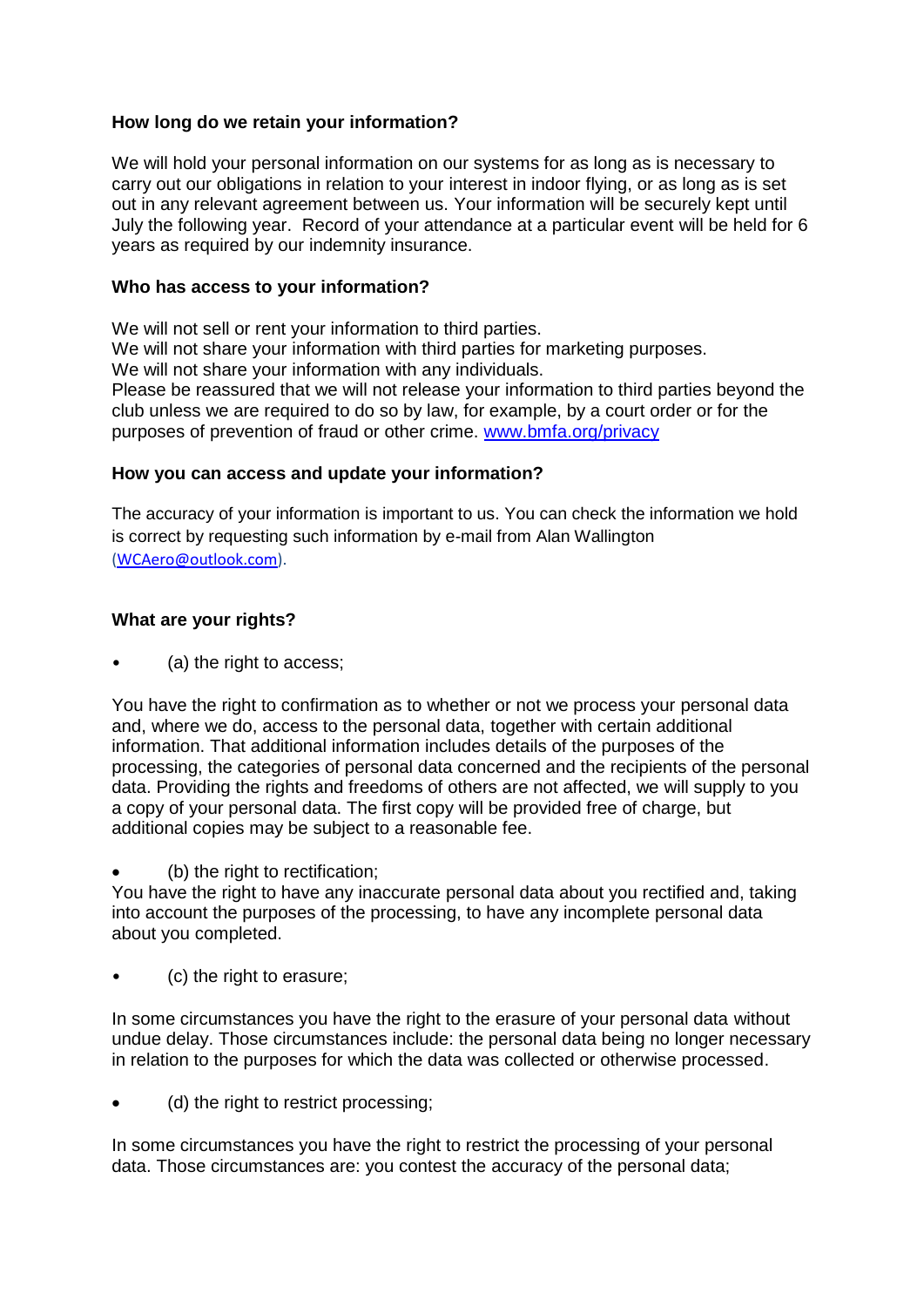**How long do we retain your information?**

We will hold your personal information on our systems for as long as is necessary to carry out our obligations in relation to your interest in indoor flying, or as long as is set out in any relevant agreement between us. Your information will be securely kept until July the following year. Record of your attendance at a particular event will be held for 6 years as required by our indemnity insurance.

**Who has access to your information?**

We will not sell or rent your information to third parties.
We will not share your information with third parties for marketing purposes.
We will not share your information with any individuals.
Please be reassured that we will not release your information to third parties beyond the club unless we are required to do so by law, for example, by a court order or for the purposes of prevention of fraud or other crime. [www.bmfa.org/privacy](www.bmfa.org/privacy)

**How you can access and update your information?**

The accuracy of your information is important to us. You can check the information we hold is correct by requesting such information by e-mail from Alan Wallington ([WCAero@outlook.com](mailto:WCAero@outlook.com)).

**What are your rights?**

- (a) the right to access;

You have the right to confirmation as to whether or not we process your personal data and, where we do, access to the personal data, together with certain additional information. That additional information includes details of the purposes of the processing, the categories of personal data concerned and the recipients of the personal data. Providing the rights and freedoms of others are not affected, we will supply to you a copy of your personal data. The first copy will be provided free of charge, but additional copies may be subject to a reasonable fee.

- (b) the right to rectification;

You have the right to have any inaccurate personal data about you rectified and, taking into account the purposes of the processing, to have any incomplete personal data about you completed.

- (c) the right to erasure;

In some circumstances you have the right to the erasure of your personal data without undue delay. Those circumstances include: the personal data being no longer necessary in relation to the purposes for which the data was collected or otherwise processed.

- (d) the right to restrict processing;

In some circumstances you have the right to restrict the processing of your personal data. Those circumstances are: you contest the accuracy of the personal data;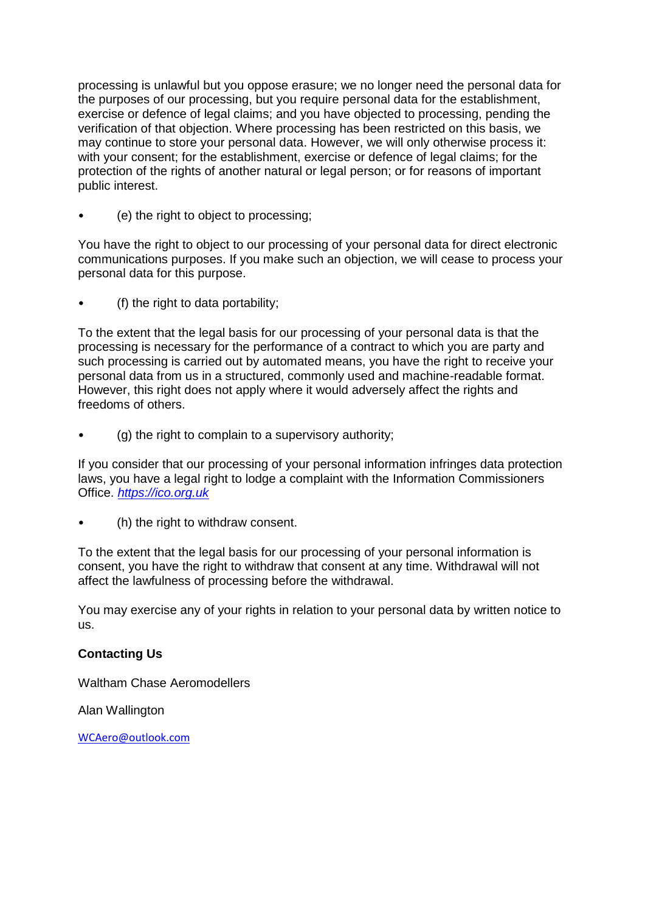processing is unlawful but you oppose erasure; we no longer need the personal data for the purposes of our processing, but you require personal data for the establishment, exercise or defence of legal claims; and you have objected to processing, pending the verification of that objection. Where processing has been restricted on this basis, we may continue to store your personal data. However, we will only otherwise process it: with your consent; for the establishment, exercise or defence of legal claims; for the protection of the rights of another natural or legal person; or for reasons of important public interest.

- (e) the right to object to processing;

You have the right to object to our processing of your personal data for direct electronic communications purposes. If you make such an objection, we will cease to process your personal data for this purpose.

- (f) the right to data portability;

To the extent that the legal basis for our processing of your personal data is that the processing is necessary for the performance of a contract to which you are party and such processing is carried out by automated means, you have the right to receive your personal data from us in a structured, commonly used and machine-readable format. However, this right does not apply where it would adversely affect the rights and freedoms of others.

- (g) the right to complain to a supervisory authority;

If you consider that our processing of your personal information infringes data protection laws, you have a legal right to lodge a complaint with the Information Commissioners Office. *https://ico.org.uk*

- (h) the right to withdraw consent.

To the extent that the legal basis for our processing of your personal information is consent, you have the right to withdraw that consent at any time. Withdrawal will not affect the lawfulness of processing before the withdrawal.

You may exercise any of your rights in relation to your personal data by written notice to us.

**Contacting Us**

Waltham Chase Aeromodellers

Alan Wallington

WCAero@outlook.com